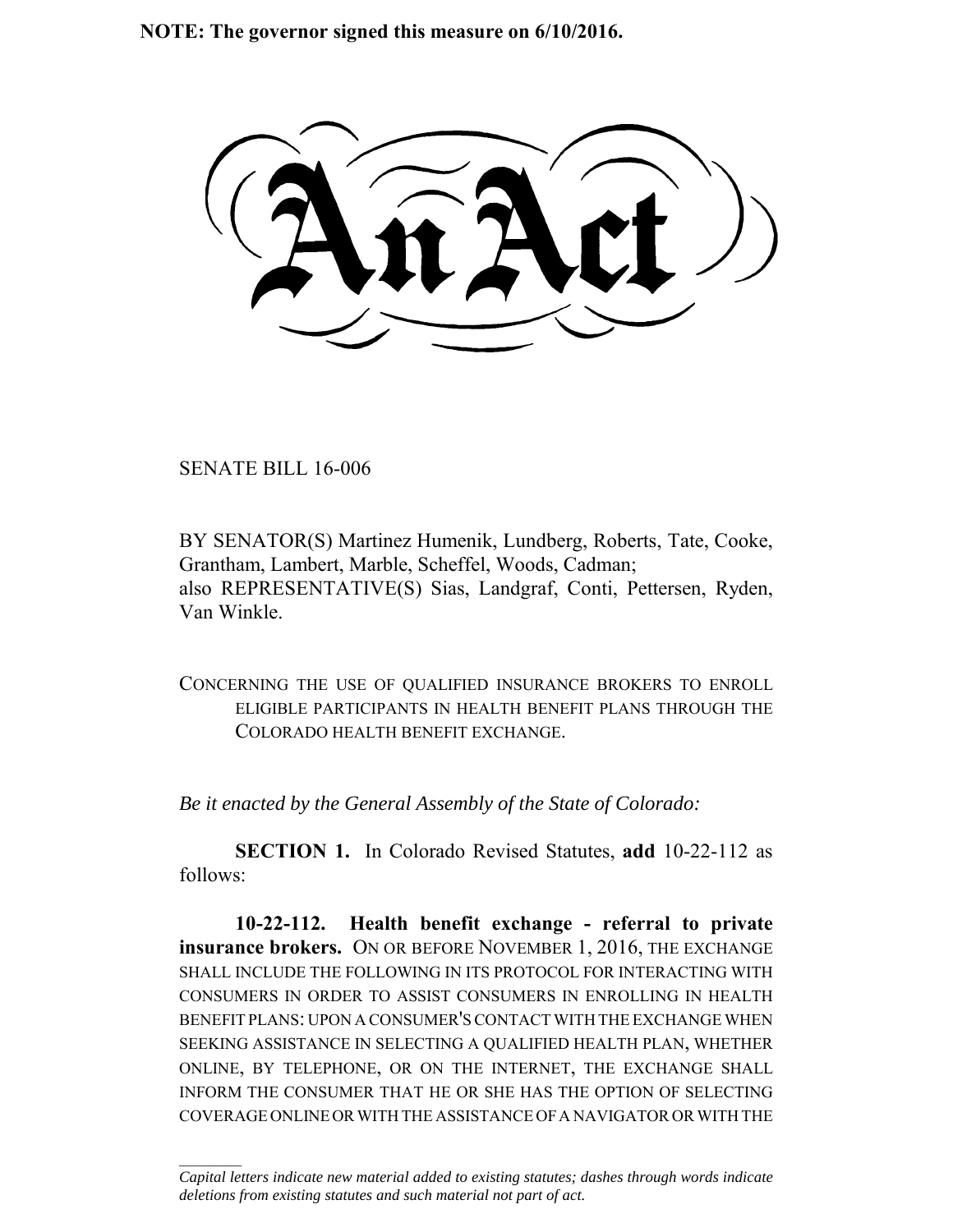**NOTE: The governor signed this measure on 6/10/2016.**

# An Act

SENATE BILL 16-006

BY SENATOR(S) Martinez Humenik, Lundberg, Roberts, Tate, Cooke, Grantham, Lambert, Marble, Scheffel, Woods, Cadman;
also REPRESENTATIVE(S) Sias, Landgraf, Conti, Pettersen, Ryden, Van Winkle.

CONCERNING THE USE OF QUALIFIED INSURANCE BROKERS TO ENROLL ELIGIBLE PARTICIPANTS IN HEALTH BENEFIT PLANS THROUGH THE COLORADO HEALTH BENEFIT EXCHANGE.

*Be it enacted by the General Assembly of the State of Colorado:*

**SECTION 1.** In Colorado Revised Statutes, **add** 10-22-112 as follows:

**10-22-112. Health benefit exchange - referral to private insurance brokers.** ON OR BEFORE NOVEMBER 1, 2016, THE EXCHANGE SHALL INCLUDE THE FOLLOWING IN ITS PROTOCOL FOR INTERACTING WITH CONSUMERS IN ORDER TO ASSIST CONSUMERS IN ENROLLING IN HEALTH BENEFIT PLANS: UPON A CONSUMER'S CONTACT WITH THE EXCHANGE WHEN SEEKING ASSISTANCE IN SELECTING A QUALIFIED HEALTH PLAN, WHETHER ONLINE, BY TELEPHONE, OR ON THE INTERNET, THE EXCHANGE SHALL INFORM THE CONSUMER THAT HE OR SHE HAS THE OPTION OF SELECTING COVERAGE ONLINE OR WITH THE ASSISTANCE OF A NAVIGATOR OR WITH THE

*Capital letters indicate new material added to existing statutes; dashes through words indicate deletions from existing statutes and such material not part of act.*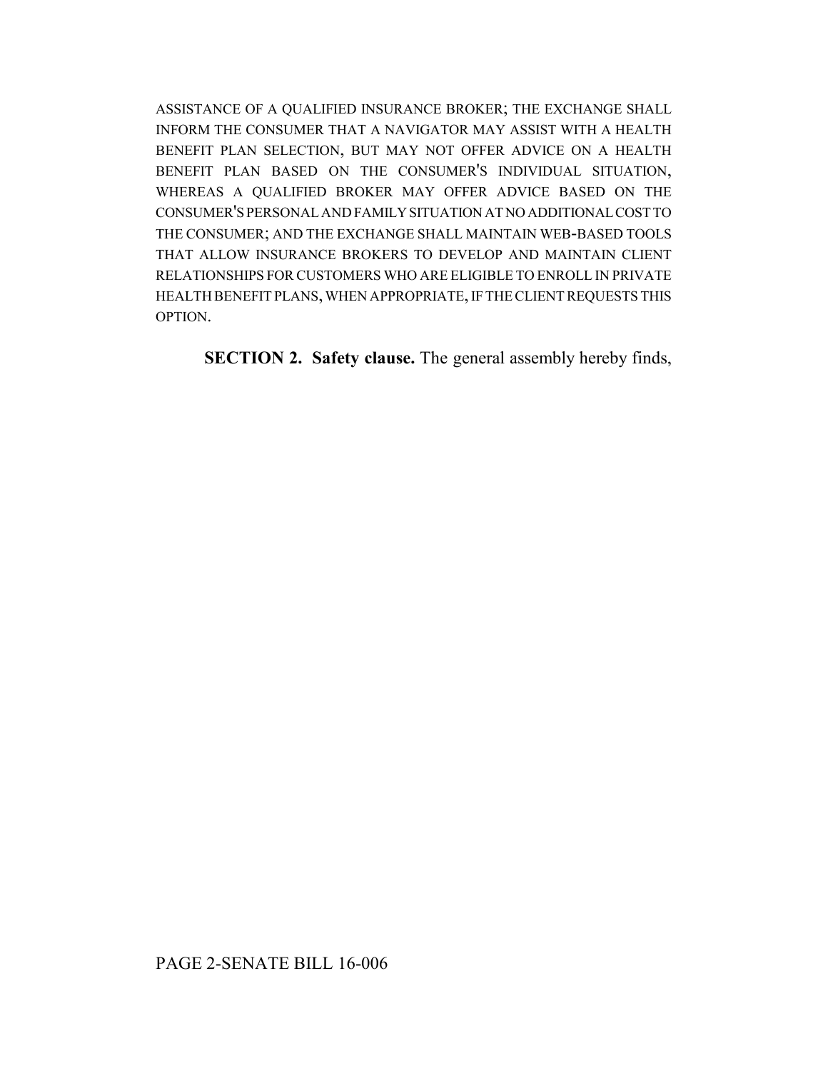ASSISTANCE OF A QUALIFIED INSURANCE BROKER; THE EXCHANGE SHALL INFORM THE CONSUMER THAT A NAVIGATOR MAY ASSIST WITH A HEALTH BENEFIT PLAN SELECTION, BUT MAY NOT OFFER ADVICE ON A HEALTH BENEFIT PLAN BASED ON THE CONSUMER'S INDIVIDUAL SITUATION, WHEREAS A QUALIFIED BROKER MAY OFFER ADVICE BASED ON THE CONSUMER'S PERSONAL AND FAMILY SITUATION AT NO ADDITIONAL COST TO THE CONSUMER; AND THE EXCHANGE SHALL MAINTAIN WEB-BASED TOOLS THAT ALLOW INSURANCE BROKERS TO DEVELOP AND MAINTAIN CLIENT RELATIONSHIPS FOR CUSTOMERS WHO ARE ELIGIBLE TO ENROLL IN PRIVATE HEALTH BENEFIT PLANS, WHEN APPROPRIATE, IF THE CLIENT REQUESTS THIS OPTION.

**SECTION 2. Safety clause.** The general assembly hereby finds,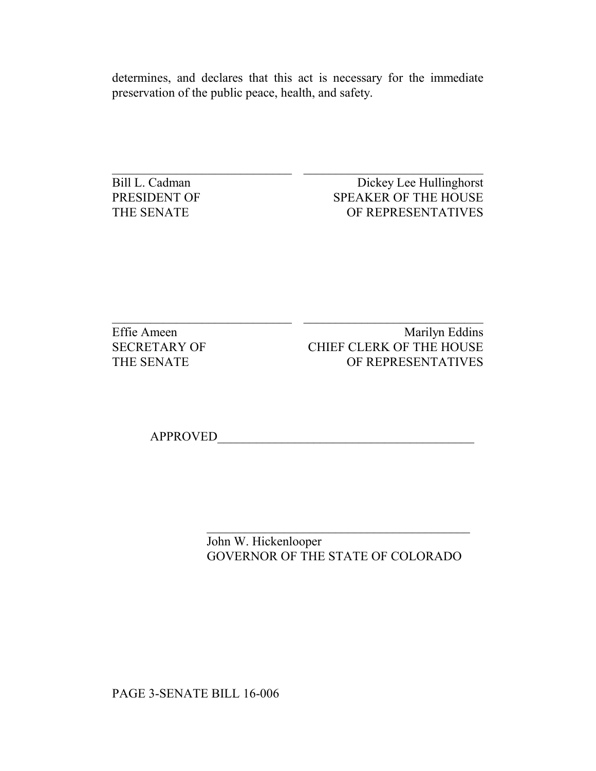determines, and declares that this act is necessary for the immediate preservation of the public peace, health, and safety.

\_\_\_\_\_\_\_\_\_\_\_\_\_\_\_\_\_\_\_\_\_\_\_\_\_\_\_\_
Bill L. Cadman
PRESIDENT OF
THE SENATE

\_\_\_\_\_\_\_\_\_\_\_\_\_\_\_\_\_\_\_\_\_\_\_\_\_\_\_\_
Dickey Lee Hullinghorst
SPEAKER OF THE HOUSE
OF REPRESENTATIVES

\_\_\_\_\_\_\_\_\_\_\_\_\_\_\_\_\_\_\_\_\_\_\_\_\_\_\_\_
Effie Ameen
SECRETARY OF
THE SENATE

\_\_\_\_\_\_\_\_\_\_\_\_\_\_\_\_\_\_\_\_\_\_\_\_\_\_\_\_
Marilyn Eddins
CHIEF CLERK OF THE HOUSE
OF REPRESENTATIVES

APPROVED\_\_\_\_\_\_\_\_\_\_\_\_\_\_\_\_\_\_\_\_\_\_\_\_\_\_\_\_\_\_\_\_\_\_\_\_\_\_\_\_

\_\_\_\_\_\_\_\_\_\_\_\_\_\_\_\_\_\_\_\_\_\_\_\_\_\_\_\_\_\_\_\_\_\_\_\_\_\_\_\_
John W. Hickenlooper
GOVERNOR OF THE STATE OF COLORADO

PAGE 3-SENATE BILL 16-006